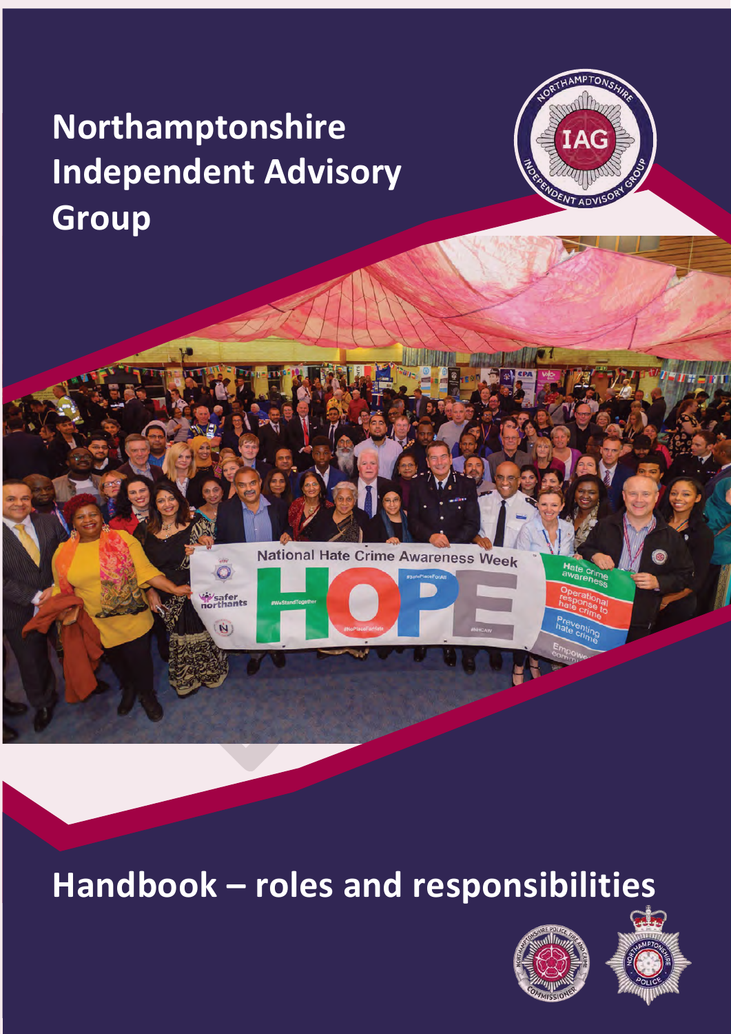# Northamptonshire Independent Advisory Group

## Handbook – roles and responsibilities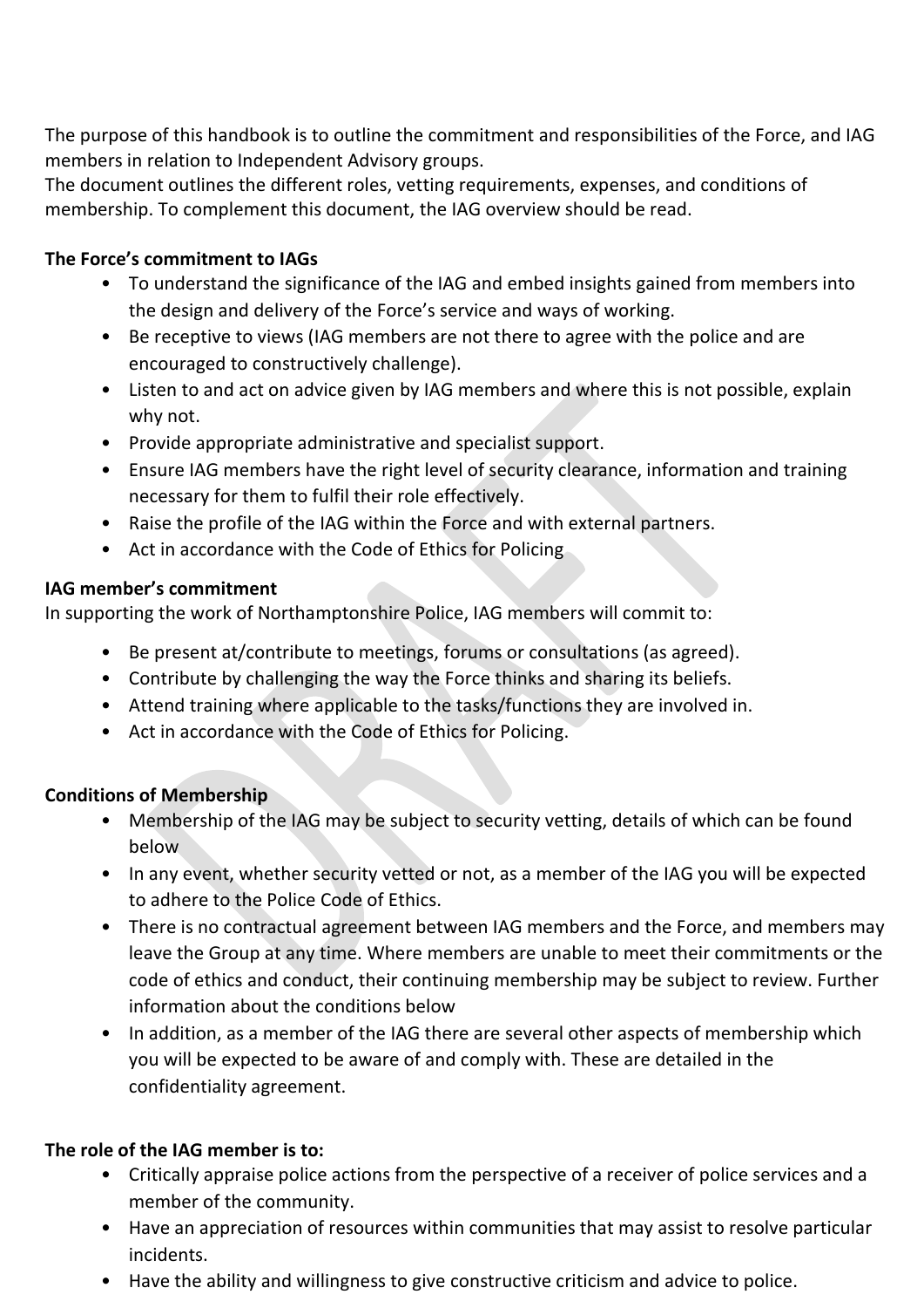The purpose of this handbook is to outline the commitment and responsibilities of the Force, and IAG members in relation to Independent Advisory groups.
The document outlines the different roles, vetting requirements, expenses, and conditions of membership. To complement this document, the IAG overview should be read.

**The Force's commitment to IAGs**

- To understand the significance of the IAG and embed insights gained from members into the design and delivery of the Force's service and ways of working.
- Be receptive to views (IAG members are not there to agree with the police and are encouraged to constructively challenge).
- Listen to and act on advice given by IAG members and where this is not possible, explain why not.
- Provide appropriate administrative and specialist support.
- Ensure IAG members have the right level of security clearance, information and training necessary for them to fulfil their role effectively.
- Raise the profile of the IAG within the Force and with external partners.
- Act in accordance with the Code of Ethics for Policing

**IAG member's commitment**

In supporting the work of Northamptonshire Police, IAG members will commit to:

- Be present at/contribute to meetings, forums or consultations (as agreed).
- Contribute by challenging the way the Force thinks and sharing its beliefs.
- Attend training where applicable to the tasks/functions they are involved in.
- Act in accordance with the Code of Ethics for Policing.

**Conditions of Membership**

- Membership of the IAG may be subject to security vetting, details of which can be found below
- In any event, whether security vetted or not, as a member of the IAG you will be expected to adhere to the Police Code of Ethics.
- There is no contractual agreement between IAG members and the Force, and members may leave the Group at any time. Where members are unable to meet their commitments or the code of ethics and conduct, their continuing membership may be subject to review. Further information about the conditions below
- In addition, as a member of the IAG there are several other aspects of membership which you will be expected to be aware of and comply with. These are detailed in the confidentiality agreement.

**The role of the IAG member is to:**

- Critically appraise police actions from the perspective of a receiver of police services and a member of the community.
- Have an appreciation of resources within communities that may assist to resolve particular incidents.
- Have the ability and willingness to give constructive criticism and advice to police.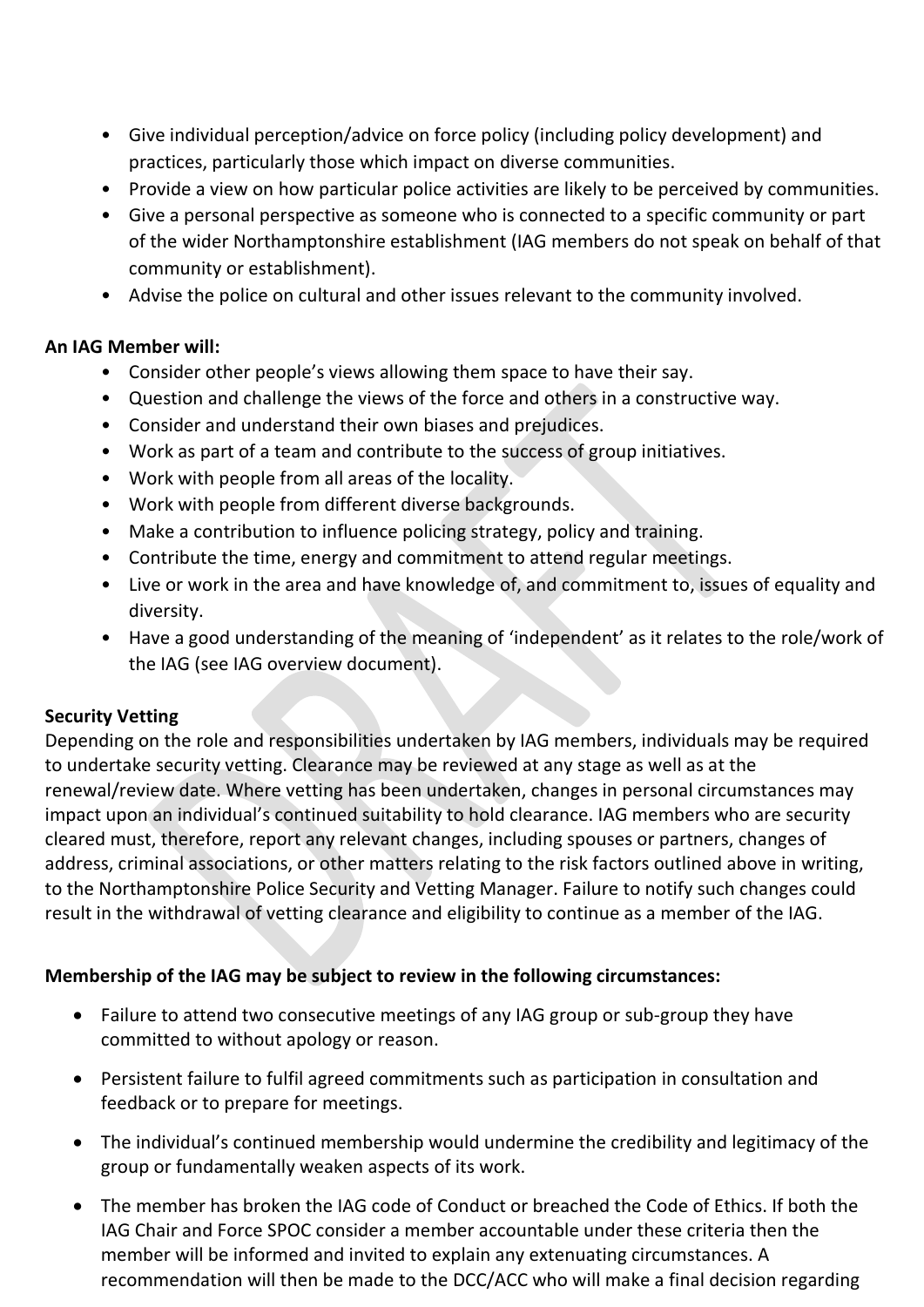- Give individual perception/advice on force policy (including policy development) and practices, particularly those which impact on diverse communities.
- Provide a view on how particular police activities are likely to be perceived by communities.
- Give a personal perspective as someone who is connected to a specific community or part of the wider Northamptonshire establishment (IAG members do not speak on behalf of that community or establishment).
- Advise the police on cultural and other issues relevant to the community involved.

**An IAG Member will:**

- Consider other people's views allowing them space to have their say.
- Question and challenge the views of the force and others in a constructive way.
- Consider and understand their own biases and prejudices.
- Work as part of a team and contribute to the success of group initiatives.
- Work with people from all areas of the locality.
- Work with people from different diverse backgrounds.
- Make a contribution to influence policing strategy, policy and training.
- Contribute the time, energy and commitment to attend regular meetings.
- Live or work in the area and have knowledge of, and commitment to, issues of equality and diversity.
- Have a good understanding of the meaning of 'independent' as it relates to the role/work of the IAG (see IAG overview document).

**Security Vetting**

Depending on the role and responsibilities undertaken by IAG members, individuals may be required to undertake security vetting. Clearance may be reviewed at any stage as well as at the renewal/review date. Where vetting has been undertaken, changes in personal circumstances may impact upon an individual's continued suitability to hold clearance. IAG members who are security cleared must, therefore, report any relevant changes, including spouses or partners, changes of address, criminal associations, or other matters relating to the risk factors outlined above in writing, to the Northamptonshire Police Security and Vetting Manager. Failure to notify such changes could result in the withdrawal of vetting clearance and eligibility to continue as a member of the IAG.

**Membership of the IAG may be subject to review in the following circumstances:**

- Failure to attend two consecutive meetings of any IAG group or sub-group they have committed to without apology or reason.
- Persistent failure to fulfil agreed commitments such as participation in consultation and feedback or to prepare for meetings.
- The individual's continued membership would undermine the credibility and legitimacy of the group or fundamentally weaken aspects of its work.
- The member has broken the IAG code of Conduct or breached the Code of Ethics. If both the IAG Chair and Force SPOC consider a member accountable under these criteria then the member will be informed and invited to explain any extenuating circumstances. A recommendation will then be made to the DCC/ACC who will make a final decision regarding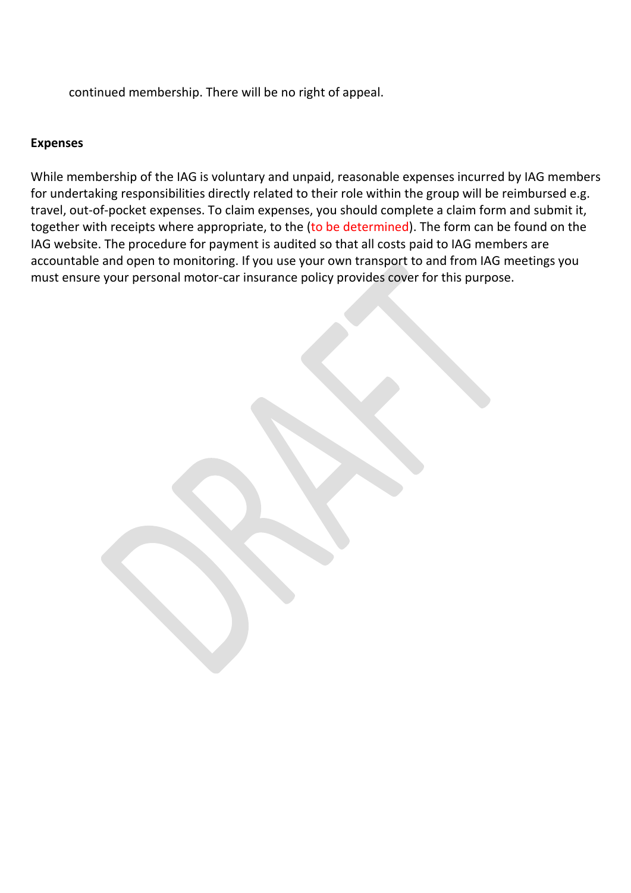continued membership. There will be no right of appeal.

**Expenses**

While membership of the IAG is voluntary and unpaid, reasonable expenses incurred by IAG members for undertaking responsibilities directly related to their role within the group will be reimbursed e.g. travel, out-of-pocket expenses. To claim expenses, you should complete a claim form and submit it, together with receipts where appropriate, to the (to be determined). The form can be found on the IAG website. The procedure for payment is audited so that all costs paid to IAG members are accountable and open to monitoring. If you use your own transport to and from IAG meetings you must ensure your personal motor-car insurance policy provides cover for this purpose.